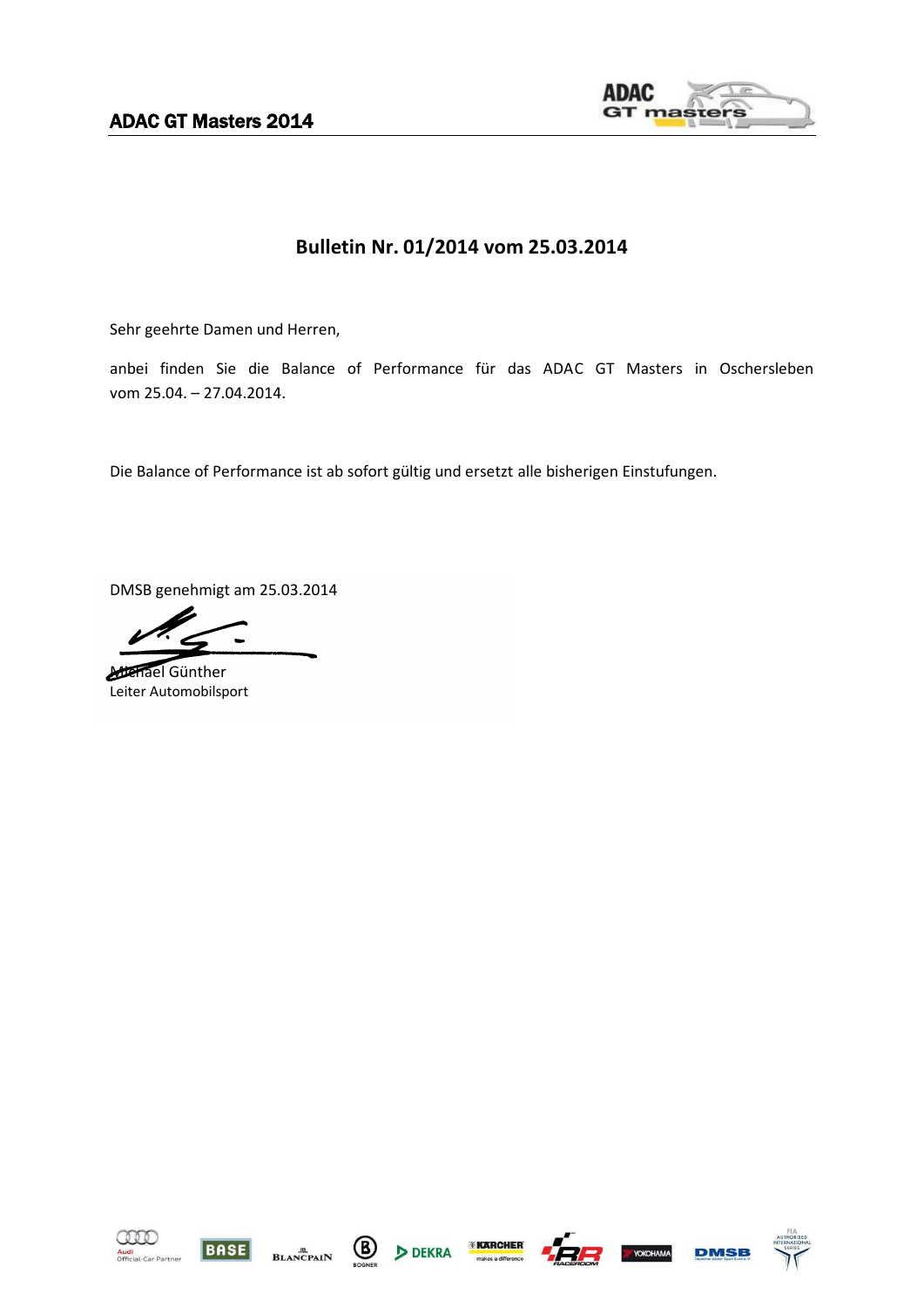# Bulletin Nr. 01/2014 vom 25.03.2014

Sehr geehrte Damen und Herren,

anbei finden Sie die Balance of Performance für das ADAC GT Masters in Oschersleben vom 25.04. – 27.04.2014.

Die Balance of Performance ist ab sofort gültig und ersetzt alle bisherigen Einstufungen.

DMSB genehmigt am 25.03.2014

Michael Günther
Leiter Automobilsport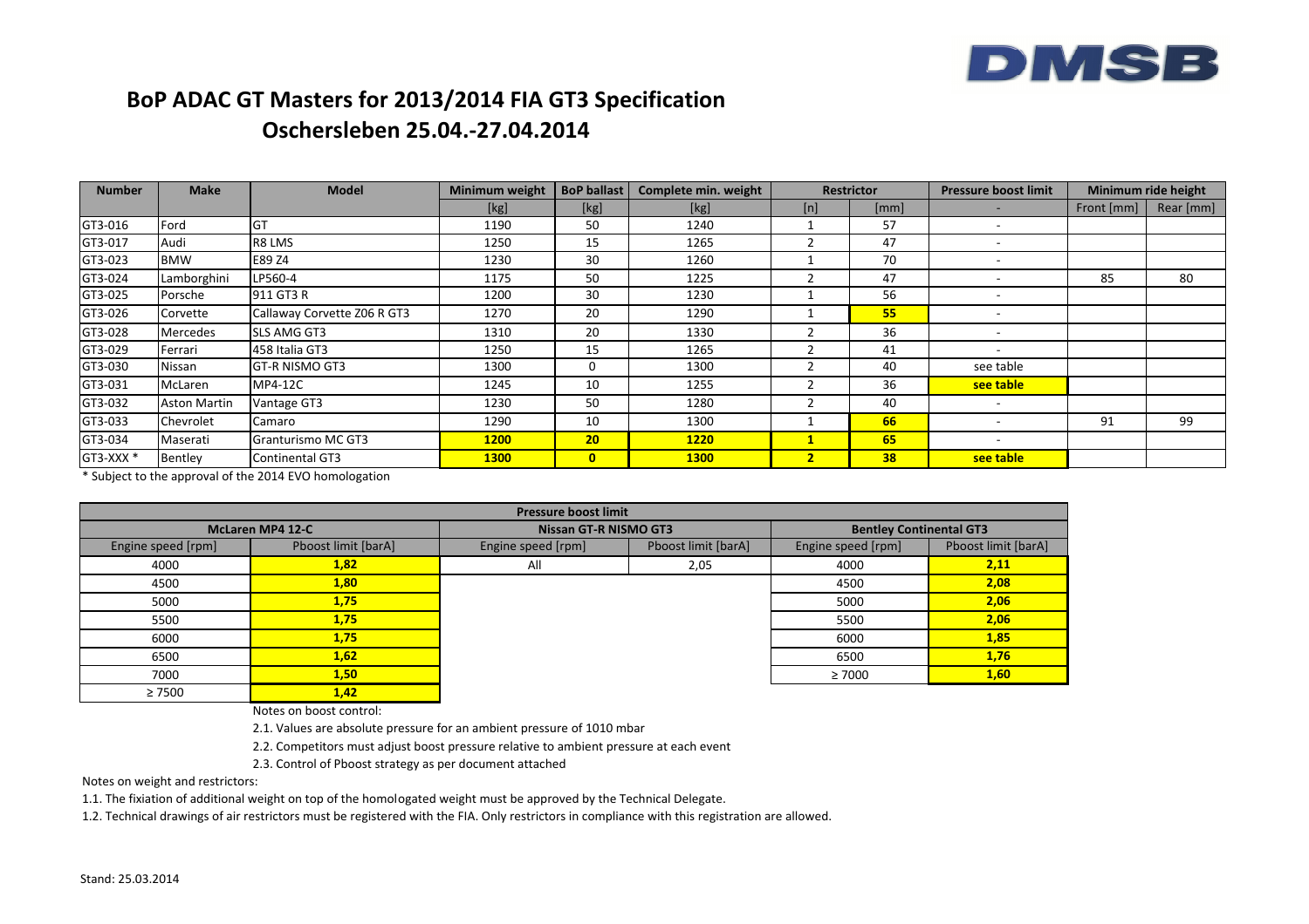# BoP ADAC GT Masters for 2013/2014 FIA GT3 Specification
## Oschersleben 25.04.-27.04.2014

| Number | Make | Model | Minimum weight | BoP ballast | Complete min. weight | Restrictor | | Pressure boost limit | Minimum ride height | |
|---|---|---|---|---|---|---|---|---|---|---|
| | | | [kg] | [kg] | [kg] | [n] | [mm] | - | Front [mm] | Rear [mm] |
| GT3-016 | Ford | GT | 1190 | 50 | 1240 | 1 | 57 | - | | |
| GT3-017 | Audi | R8 LMS | 1250 | 15 | 1265 | 2 | 47 | - | | |
| GT3-023 | BMW | E89 Z4 | 1230 | 30 | 1260 | 1 | 70 | - | | |
| GT3-024 | Lamborghini | LP560-4 | 1175 | 50 | 1225 | 2 | 47 | - | 85 | 80 |
| GT3-025 | Porsche | 911 GT3 R | 1200 | 30 | 1230 | 1 | 56 | - | | |
| GT3-026 | Corvette | Callaway Corvette Z06 R GT3 | 1270 | 20 | 1290 | 1 | **55** | - | | |
| GT3-028 | Mercedes | SLS AMG GT3 | 1310 | 20 | 1330 | 2 | 36 | - | | |
| GT3-029 | Ferrari | 458 Italia GT3 | 1250 | 15 | 1265 | 2 | 41 | - | | |
| GT3-030 | Nissan | GT-R NISMO GT3 | 1300 | 0 | 1300 | 2 | 40 | see table | | |
| GT3-031 | McLaren | MP4-12C | 1245 | 10 | 1255 | 2 | 36 | **see table** | | |
| GT3-032 | Aston Martin | Vantage GT3 | 1230 | 50 | 1280 | 2 | 40 | - | | |
| GT3-033 | Chevrolet | Camaro | 1290 | 10 | 1300 | 1 | **66** | - | 91 | 99 |
| GT3-034 | Maserati | Granturismo MC GT3 | **1200** | **20** | **1220** | **1** | **65** | - | | |
| GT3-XXX * | Bentley | Continental GT3 | **1300** | **0** | **1300** | **2** | **38** | **see table** | | |

\* Subject to the approval of the 2014 EVO homologation

| Pressure boost limit | | | | | |
|---|---|---|---|---|---|
| McLaren MP4 12-C | | Nissan GT-R NISMO GT3 | | Bentley Continental GT3 | |
| Engine speed [rpm] | Pboost limit [barA] | Engine speed [rpm] | Pboost limit [barA] | Engine speed [rpm] | Pboost limit [barA] |
| 4000 | **1,82** | All | 2,05 | 4000 | **2,11** |
| 4500 | **1,80** | | | 4500 | **2,08** |
| 5000 | **1,75** | | | 5000 | **2,06** |
| 5500 | **1,75** | | | 5500 | **2,06** |
| 6000 | **1,75** | | | 6000 | **1,85** |
| 6500 | **1,62** | | | 6500 | **1,76** |
| 7000 | **1,50** | | | ≥ 7000 | **1,60** |
| ≥ 7500 | **1,42** | | | | |

Notes on boost control:

2.1. Values are absolute pressure for an ambient pressure of 1010 mbar

2.2. Competitors must adjust boost pressure relative to ambient pressure at each event

2.3. Control of Pboost strategy as per document attached

Notes on weight and restrictors:

1.1. The fixiation of additional weight on top of the homologated weight must be approved by the Technical Delegate.

1.2. Technical drawings of air restrictors must be registered with the FIA. Only restrictors in compliance with this registration are allowed.

Stand: 25.03.2014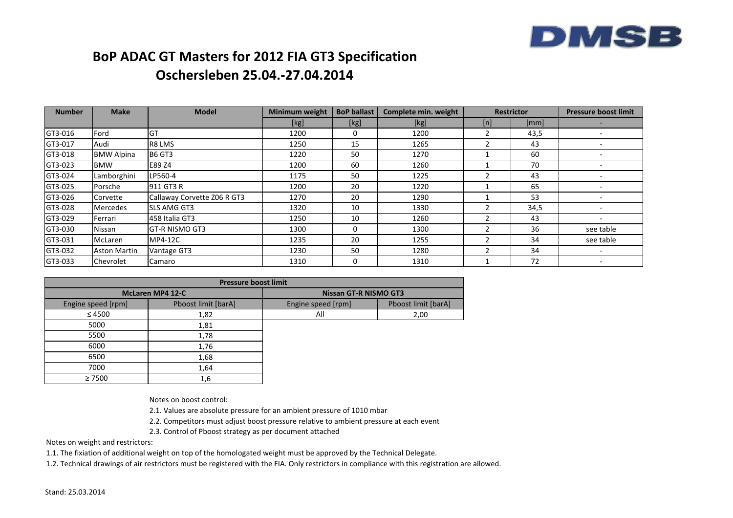DMSB

# BoP ADAC GT Masters for 2012 FIA GT3 Specification
## Oschersleben 25.04.-27.04.2014

| Number | Make | Model | Minimum weight | BoP ballast | Complete min. weight | Restrictor | | Pressure boost limit |
|---|---|---|---|---|---|---|---|---|
| | | | [kg] | [kg] | [kg] | [n] | [mm] | - |
| GT3-016 | Ford | GT | 1200 | 0 | 1200 | 2 | 43,5 | - |
| GT3-017 | Audi | R8 LMS | 1250 | 15 | 1265 | 2 | 43 | - |
| GT3-018 | BMW Alpina | B6 GT3 | 1220 | 50 | 1270 | 1 | 60 | - |
| GT3-023 | BMW | E89 Z4 | 1200 | 60 | 1260 | 1 | 70 | - |
| GT3-024 | Lamborghini | LP560-4 | 1175 | 50 | 1225 | 2 | 43 | - |
| GT3-025 | Porsche | 911 GT3 R | 1200 | 20 | 1220 | 1 | 65 | - |
| GT3-026 | Corvette | Callaway Corvette Z06 R GT3 | 1270 | 20 | 1290 | 1 | 53 | - |
| GT3-028 | Mercedes | SLS AMG GT3 | 1320 | 10 | 1330 | 2 | 34,5 | - |
| GT3-029 | Ferrari | 458 Italia GT3 | 1250 | 10 | 1260 | 2 | 43 | - |
| GT3-030 | Nissan | GT-R NISMO GT3 | 1300 | 0 | 1300 | 2 | 36 | see table |
| GT3-031 | McLaren | MP4-12C | 1235 | 20 | 1255 | 2 | 34 | see table |
| GT3-032 | Aston Martin | Vantage GT3 | 1230 | 50 | 1280 | 2 | 34 | - |
| GT3-033 | Chevrolet | Camaro | 1310 | 0 | 1310 | 1 | 72 | - |

| Pressure boost limit | | | |
|---|---|---|---|
| McLaren MP4 12-C | | Nissan GT-R NISMO GT3 | |
| Engine speed [rpm] | Pboost limit [barA] | Engine speed [rpm] | Pboost limit [barA] |
| ≤ 4500 | 1,82 | All | 2,00 |
| 5000 | 1,81 | | |
| 5500 | 1,78 | | |
| 6000 | 1,76 | | |
| 6500 | 1,68 | | |
| 7000 | 1,64 | | |
| ≥ 7500 | 1,6 | | |

Notes on boost control:

2.1. Values are absolute pressure for an ambient pressure of 1010 mbar

2.2. Competitors must adjust boost pressure relative to ambient pressure at each event

2.3. Control of Pboost strategy as per document attached

Notes on weight and restrictors:

1.1. The fixiation of additional weight on top of the homologated weight must be approved by the Technical Delegate.

1.2. Technical drawings of air restrictors must be registered with the FIA. Only restrictors in compliance with this registration are allowed.

Stand: 25.03.2014